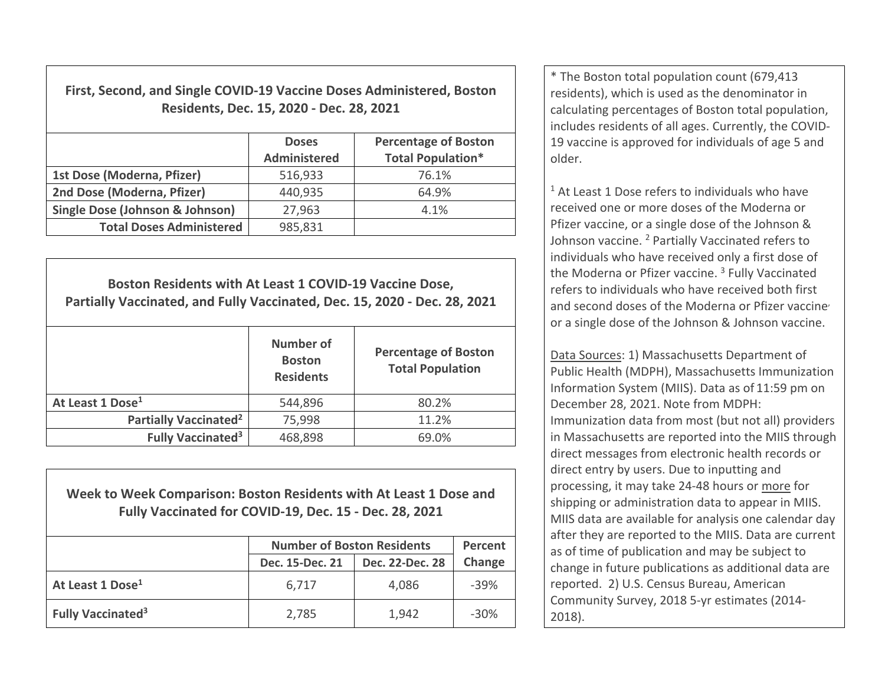## First, Second, and Single COVID-19 Vaccine Doses Administered, Boston Residents, Dec. 15, 2020 - Dec. 28, 2021

| | Doses Administered | Percentage of Boston Total Population* |
|---|---|---|
| **1st Dose (Moderna, Pfizer)** | 516,933 | 76.1% |
| **2nd Dose (Moderna, Pfizer)** | 440,935 | 64.9% |
| **Single Dose (Johnson & Johnson)** | 27,963 | 4.1% |
| **Total Doses Administered** | 985,831 | |

## Boston Residents with At Least 1 COVID-19 Vaccine Dose, Partially Vaccinated, and Fully Vaccinated, Dec. 15, 2020 - Dec. 28, 2021

| | Number of Boston Residents | Percentage of Boston Total Population |
|---|---|---|
| **At Least 1 Dose[1]** | 544,896 | 80.2% |
| **Partially Vaccinated[2]** | 75,998 | 11.2% |
| **Fully Vaccinated[3]** | 468,898 | 69.0% |

## Week to Week Comparison: Boston Residents with At Least 1 Dose and Fully Vaccinated for COVID-19, Dec. 15 - Dec. 28, 2021

| | Number of Boston Residents | | Percent Change |
|---|---|---|---|
| | Dec. 15-Dec. 21 | Dec. 22-Dec. 28 | |
| **At Least 1 Dose[1]** | 6,717 | 4,086 | -39% |
| **Fully Vaccinated[3]** | 2,785 | 1,942 | -30% |

* The Boston total population count (679,413 residents), which is used as the denominator in calculating percentages of Boston total population, includes residents of all ages. Currently, the COVID-19 vaccine is approved for individuals of age 5 and older.

[1] At Least 1 Dose refers to individuals who have received one or more doses of the Moderna or Pfizer vaccine, or a single dose of the Johnson & Johnson vaccine. [2] Partially Vaccinated refers to individuals who have received only a first dose of the Moderna or Pfizer vaccine. [3] Fully Vaccinated refers to individuals who have received both first and second doses of the Moderna or Pfizer vaccine or a single dose of the Johnson & Johnson vaccine.

Data Sources: 1) Massachusetts Department of Public Health (MDPH), Massachusetts Immunization Information System (MIIS). Data as of 11:59 pm on December 28, 2021. Note from MDPH: Immunization data from most (but not all) providers in Massachusetts are reported into the MIIS through direct messages from electronic health records or direct entry by users. Due to inputting and processing, it may take 24-48 hours or more for shipping or administration data to appear in MIIS. MIIS data are available for analysis one calendar day after they are reported to the MIIS. Data are current as of time of publication and may be subject to change in future publications as additional data are reported. 2) U.S. Census Bureau, American Community Survey, 2018 5-yr estimates (2014-2018).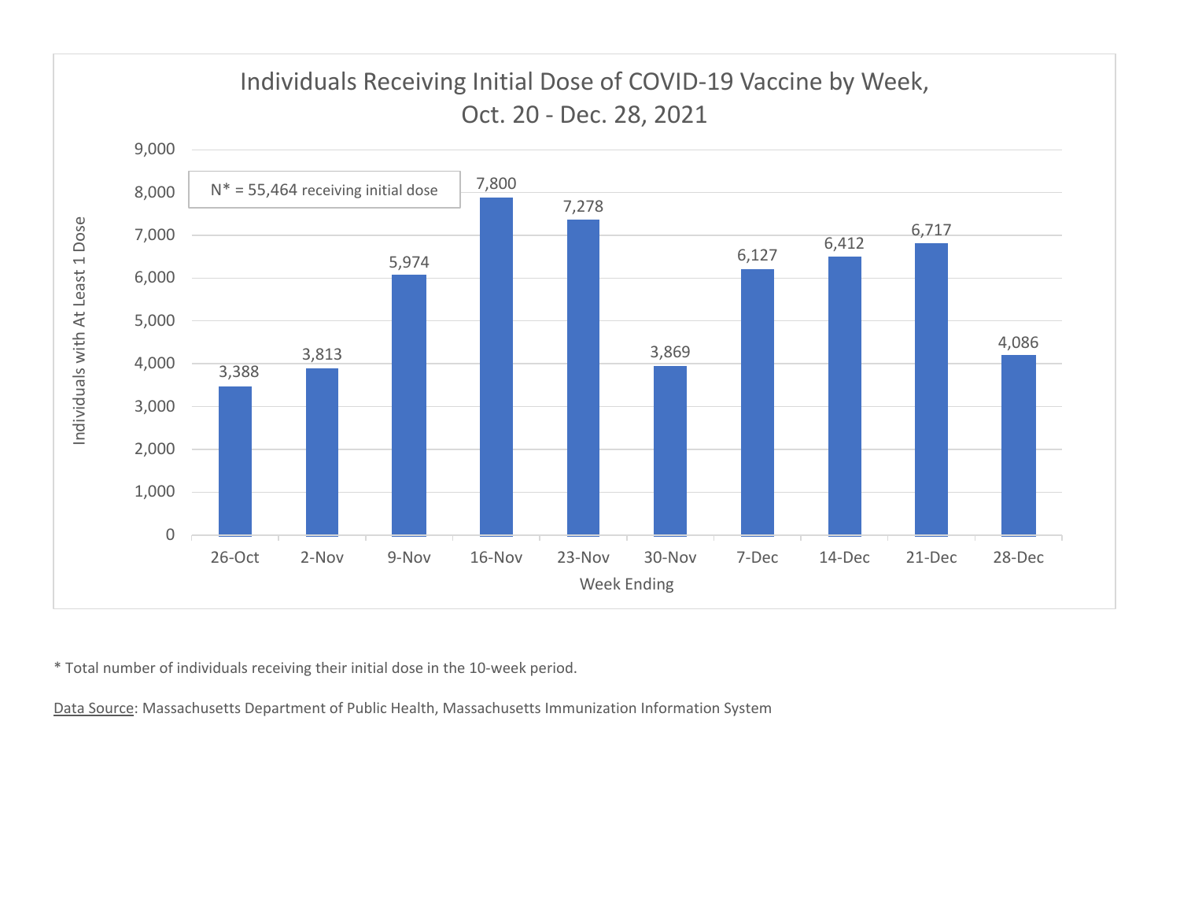## Individuals Receiving Initial Dose of COVID-19 Vaccine by Week, Oct. 20 - Dec. 28, 2021

N* = 55,464 receiving initial dose

| Week Ending | Individuals with At Least 1 Dose |
|---|---|
| 26-Oct | 3,388 |
| 2-Nov | 3,813 |
| 9-Nov | 5,974 |
| 16-Nov | 7,800 |
| 23-Nov | 7,278 |
| 30-Nov | 3,869 |
| 7-Dec | 6,127 |
| 14-Dec | 6,412 |
| 21-Dec | 6,717 |
| 28-Dec | 4,086 |

\* Total number of individuals receiving their initial dose in the 10-week period.

Data Source: Massachusetts Department of Public Health, Massachusetts Immunization Information System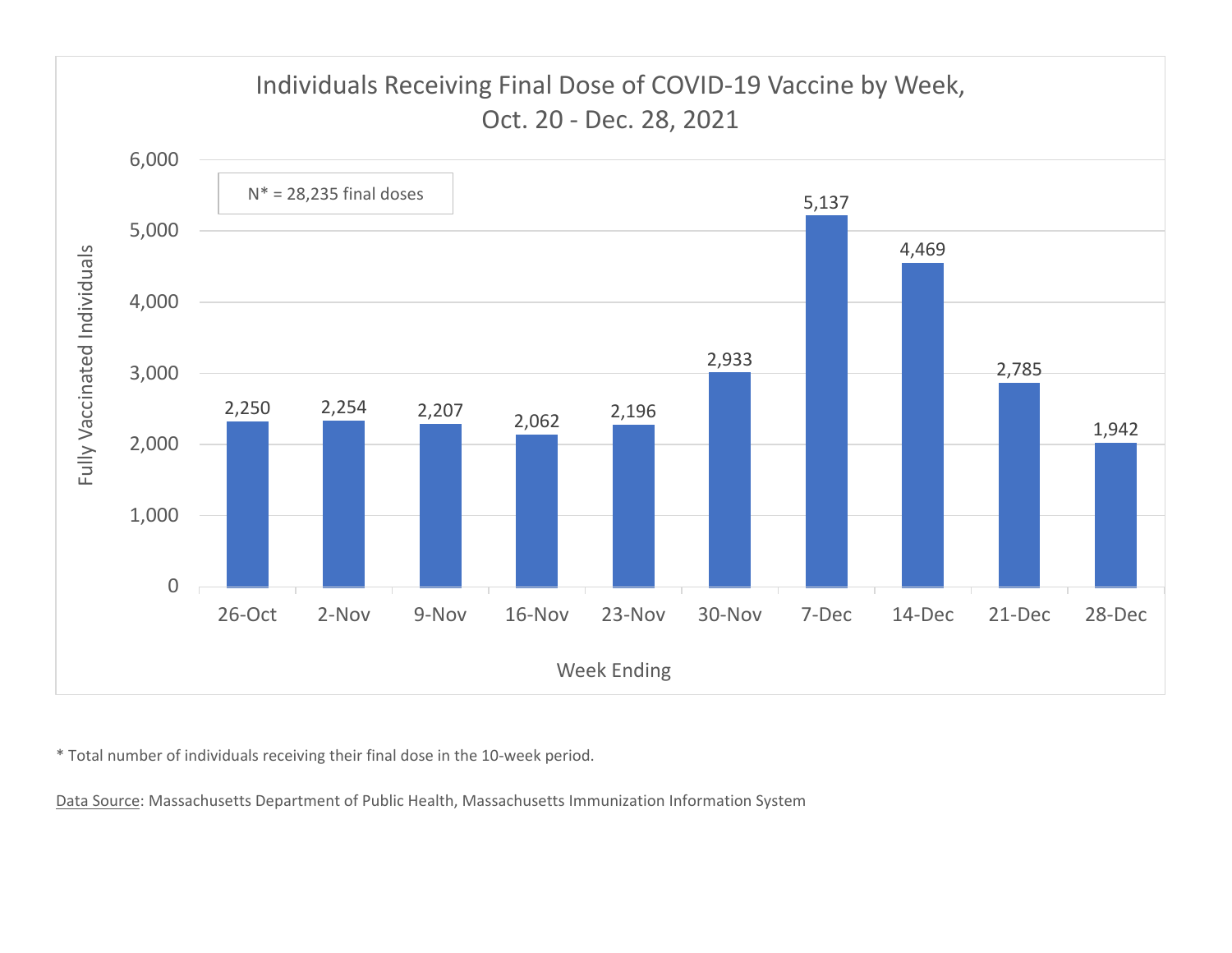## Individuals Receiving Final Dose of COVID-19 Vaccine by Week, Oct. 20 - Dec. 28, 2021

N* = 28,235 final doses

| Week Ending | Fully Vaccinated Individuals |
|---|---|
| 26-Oct | 2,250 |
| 2-Nov | 2,254 |
| 9-Nov | 2,207 |
| 16-Nov | 2,062 |
| 23-Nov | 2,196 |
| 30-Nov | 2,933 |
| 7-Dec | 5,137 |
| 14-Dec | 4,469 |
| 21-Dec | 2,785 |
| 28-Dec | 1,942 |

* Total number of individuals receiving their final dose in the 10-week period.

Data Source: Massachusetts Department of Public Health, Massachusetts Immunization Information System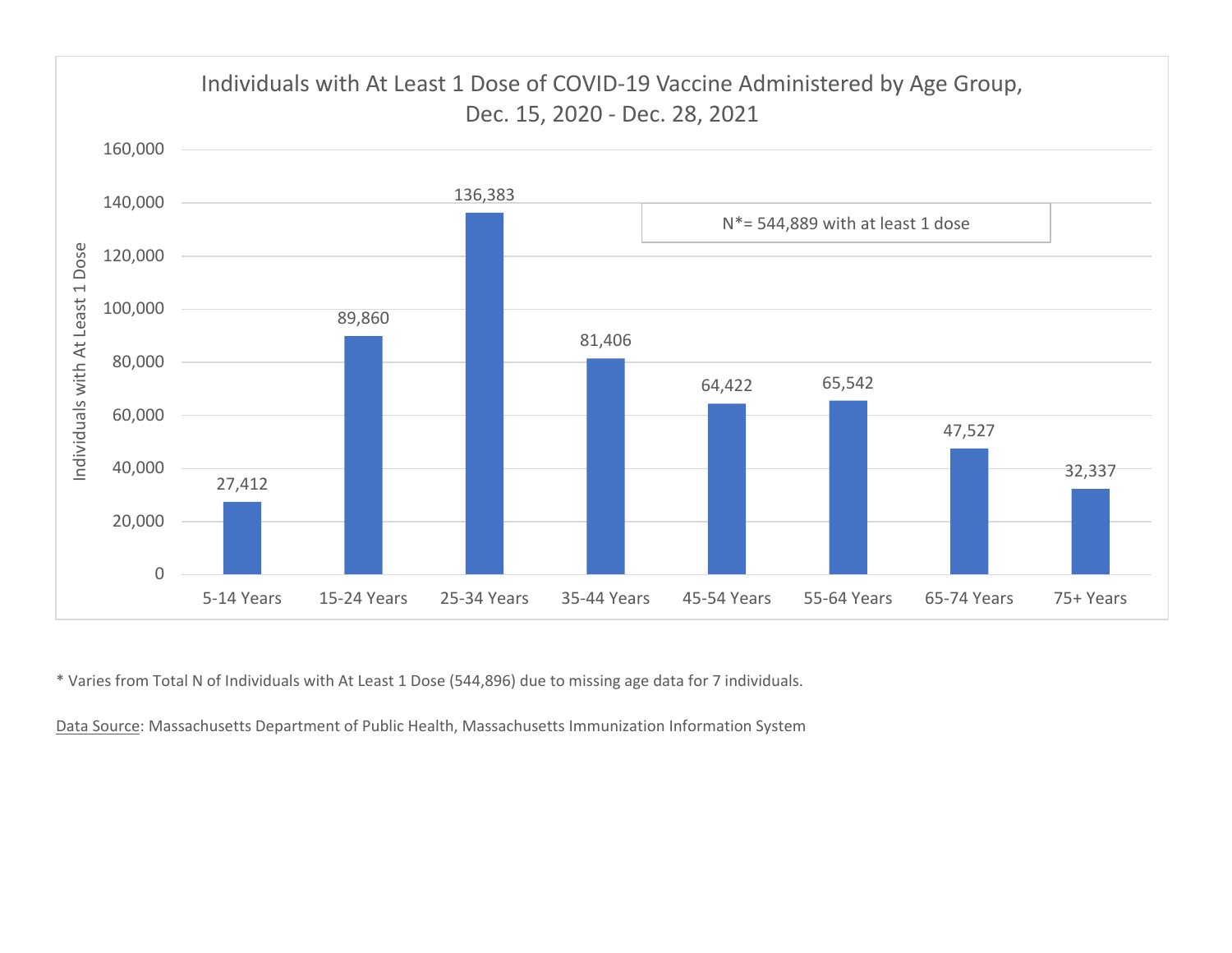## Individuals with At Least 1 Dose of COVID-19 Vaccine Administered by Age Group, Dec. 15, 2020 - Dec. 28, 2021

N*= 544,889 with at least 1 dose

| Age Group | Individuals with At Least 1 Dose |
|---|---|
| 5-14 Years | 27,412 |
| 15-24 Years | 89,860 |
| 25-34 Years | 136,383 |
| 35-44 Years | 81,406 |
| 45-54 Years | 64,422 |
| 55-64 Years | 65,542 |
| 65-74 Years | 47,527 |
| 75+ Years | 32,337 |

* Varies from Total N of Individuals with At Least 1 Dose (544,896) due to missing age data for 7 individuals.

Data Source: Massachusetts Department of Public Health, Massachusetts Immunization Information System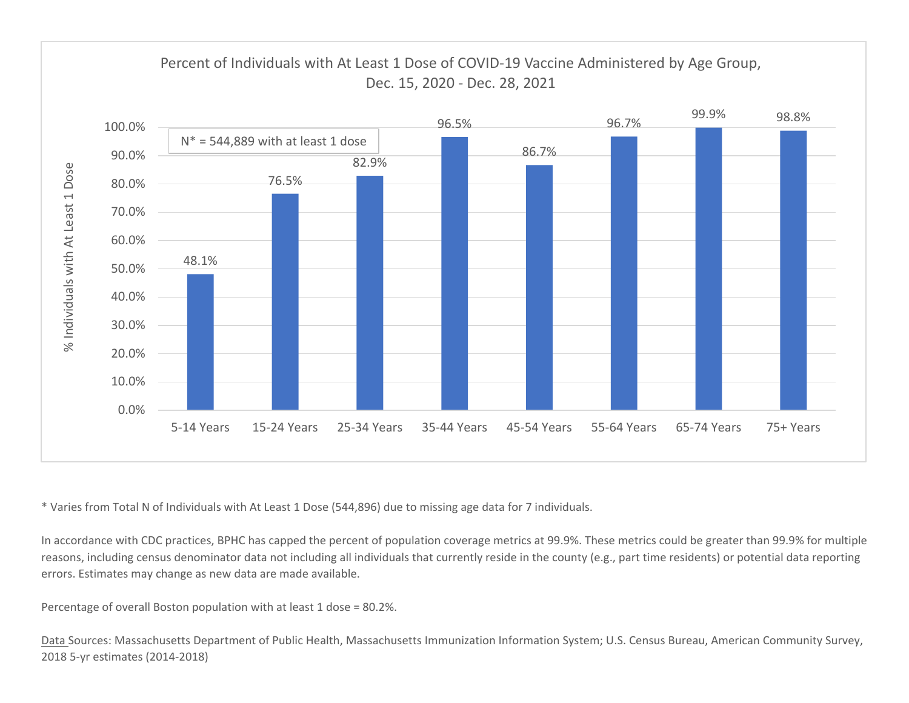Percent of Individuals with At Least 1 Dose of COVID-19 Vaccine Administered by Age Group, Dec. 15, 2020 - Dec. 28, 2021

N* = 544,889 with at least 1 dose

| Age Group | % Individuals with At Least 1 Dose |
| --- | --- |
| 5-14 Years | 48.1% |
| 15-24 Years | 76.5% |
| 25-34 Years | 82.9% |
| 35-44 Years | 96.5% |
| 45-54 Years | 86.7% |
| 55-64 Years | 96.7% |
| 65-74 Years | 99.9% |
| 75+ Years | 98.8% |

* Varies from Total N of Individuals with At Least 1 Dose (544,896) due to missing age data for 7 individuals.

In accordance with CDC practices, BPHC has capped the percent of population coverage metrics at 99.9%. These metrics could be greater than 99.9% for multiple reasons, including census denominator data not including all individuals that currently reside in the county (e.g., part time residents) or potential data reporting errors. Estimates may change as new data are made available.

Percentage of overall Boston population with at least 1 dose = 80.2%.

Data Sources: Massachusetts Department of Public Health, Massachusetts Immunization Information System; U.S. Census Bureau, American Community Survey, 2018 5-yr estimates (2014-2018)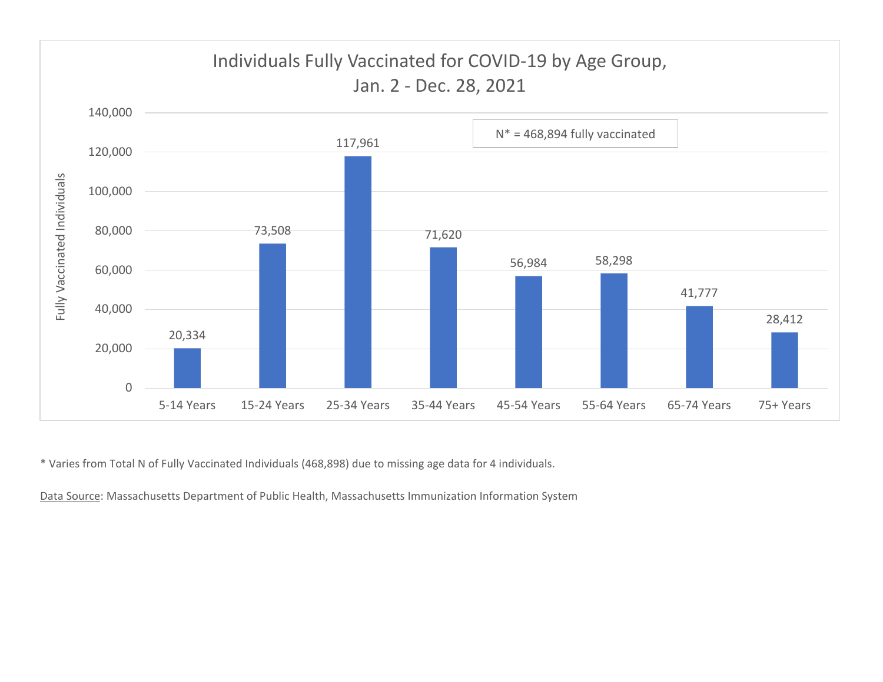## Individuals Fully Vaccinated for COVID-19 by Age Group, Jan. 2 - Dec. 28, 2021

N* = 468,894 fully vaccinated

| Age Group | Fully Vaccinated Individuals |
|---|---|
| 5-14 Years | 20,334 |
| 15-24 Years | 73,508 |
| 25-34 Years | 117,961 |
| 35-44 Years | 71,620 |
| 45-54 Years | 56,984 |
| 55-64 Years | 58,298 |
| 65-74 Years | 41,777 |
| 75+ Years | 28,412 |

* Varies from Total N of Fully Vaccinated Individuals (468,898) due to missing age data for 4 individuals.

Data Source: Massachusetts Department of Public Health, Massachusetts Immunization Information System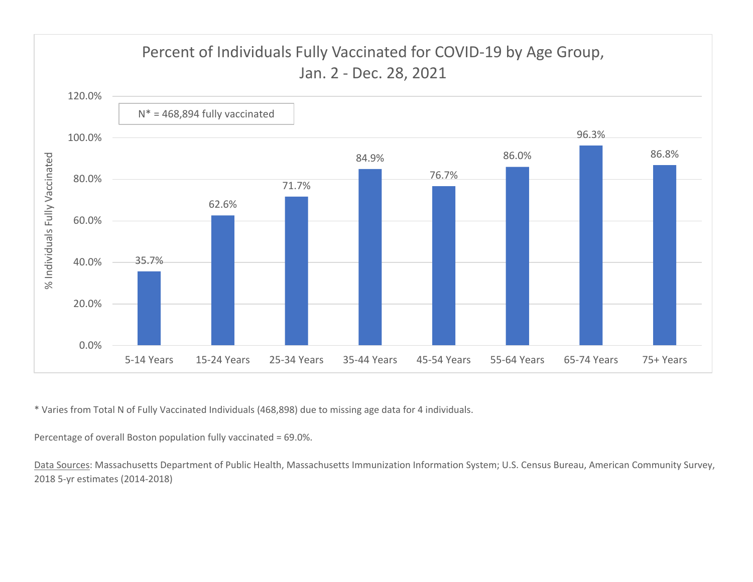## Percent of Individuals Fully Vaccinated for COVID-19 by Age Group, Jan. 2 - Dec. 28, 2021

N* = 468,894 fully vaccinated

| Age Group | % Individuals Fully Vaccinated |
|---|---|
| 5-14 Years | 35.7% |
| 15-24 Years | 62.6% |
| 25-34 Years | 71.7% |
| 35-44 Years | 84.9% |
| 45-54 Years | 76.7% |
| 55-64 Years | 86.0% |
| 65-74 Years | 96.3% |
| 75+ Years | 86.8% |

* Varies from Total N of Fully Vaccinated Individuals (468,898) due to missing age data for 4 individuals.

Percentage of overall Boston population fully vaccinated = 69.0%.

Data Sources: Massachusetts Department of Public Health, Massachusetts Immunization Information System; U.S. Census Bureau, American Community Survey, 2018 5-yr estimates (2014-2018)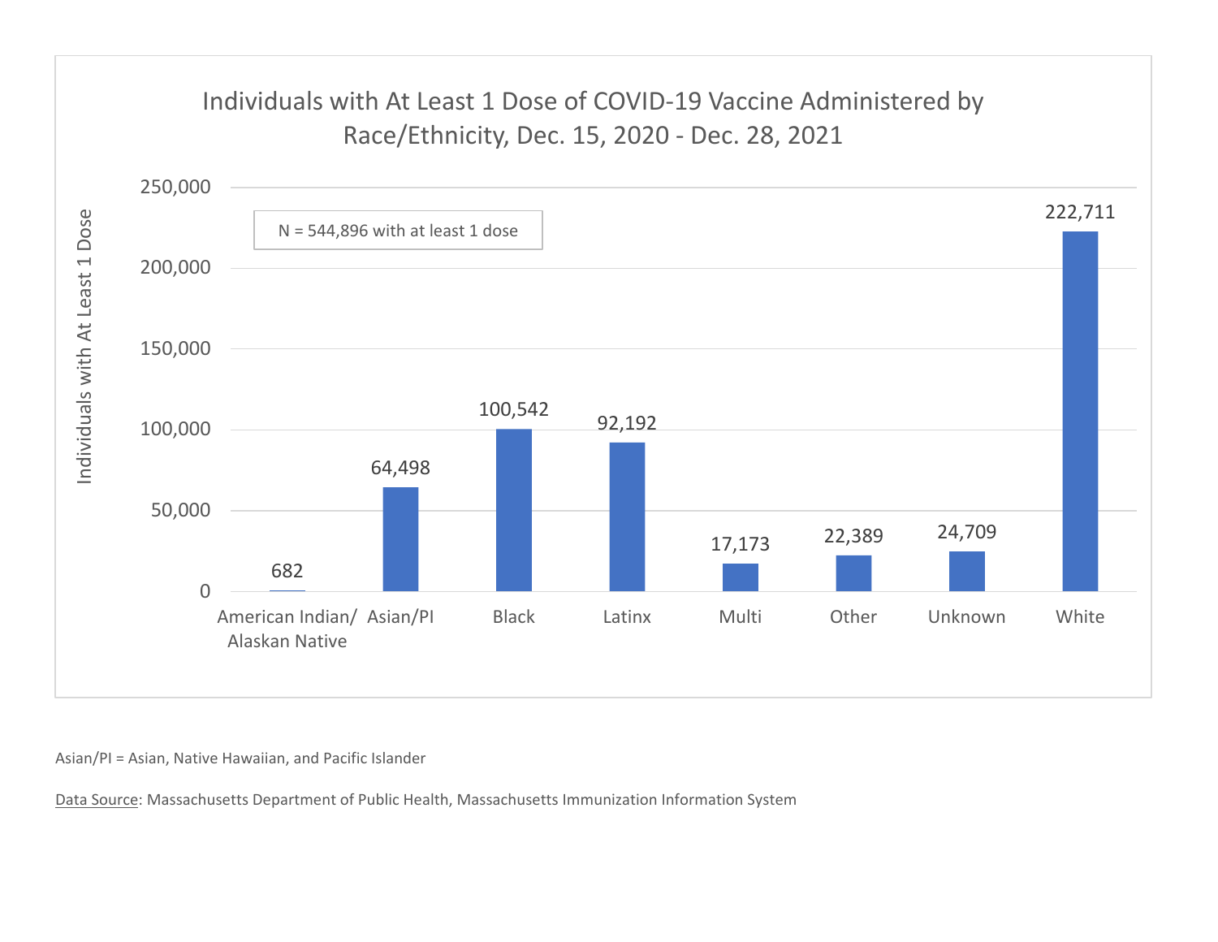## Individuals with At Least 1 Dose of COVID-19 Vaccine Administered by Race/Ethnicity, Dec. 15, 2020 - Dec. 28, 2021

N = 544,896 with at least 1 dose

| Race/Ethnicity | Individuals with At Least 1 Dose |
|---|---|
| American Indian/ Alaskan Native | 682 |
| Asian/PI | 64,498 |
| Black | 100,542 |
| Latinx | 92,192 |
| Multi | 17,173 |
| Other | 22,389 |
| Unknown | 24,709 |
| White | 222,711 |

Asian/PI = Asian, Native Hawaiian, and Pacific Islander

Data Source: Massachusetts Department of Public Health, Massachusetts Immunization Information System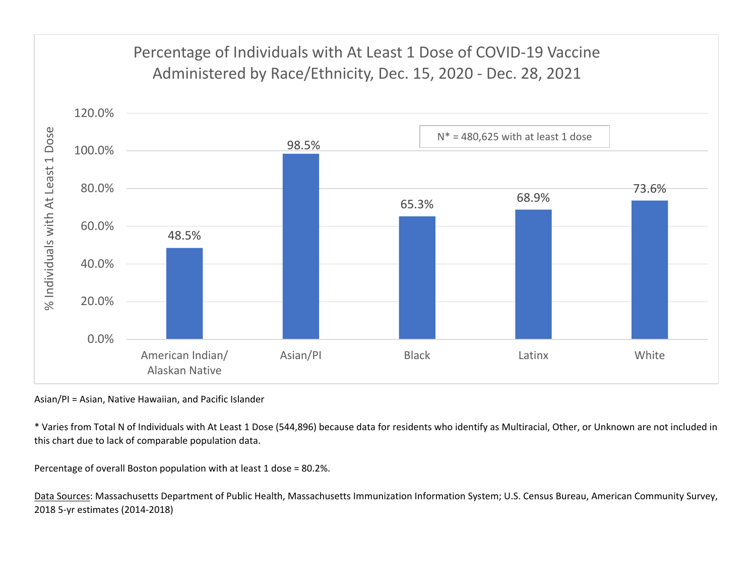## Percentage of Individuals with At Least 1 Dose of COVID-19 Vaccine Administered by Race/Ethnicity, Dec. 15, 2020 - Dec. 28, 2021

N* = 480,625 with at least 1 dose

| Race/Ethnicity | % Individuals with At Least 1 Dose |
| --- | --- |
| American Indian/ Alaskan Native | 48.5% |
| Asian/PI | 98.5% |
| Black | 65.3% |
| Latinx | 68.9% |
| White | 73.6% |

Asian/PI = Asian, Native Hawaiian, and Pacific Islander

* Varies from Total N of Individuals with At Least 1 Dose (544,896) because data for residents who identify as Multiracial, Other, or Unknown are not included in this chart due to lack of comparable population data.

Percentage of overall Boston population with at least 1 dose = 80.2%.

Data Sources: Massachusetts Department of Public Health, Massachusetts Immunization Information System; U.S. Census Bureau, American Community Survey, 2018 5-yr estimates (2014-2018)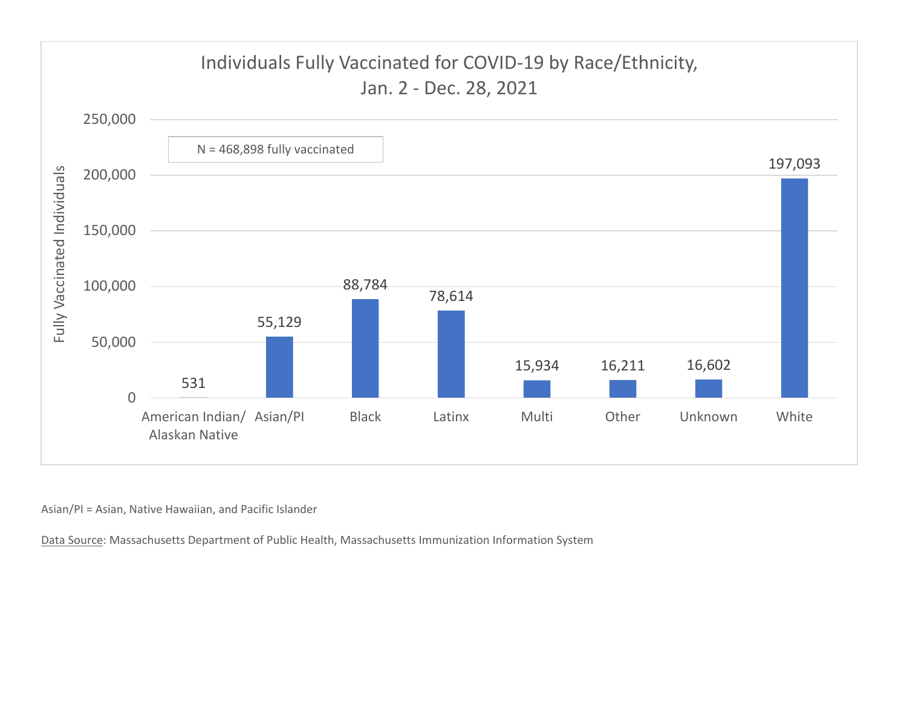## Individuals Fully Vaccinated for COVID-19 by Race/Ethnicity, Jan. 2 - Dec. 28, 2021

N = 468,898 fully vaccinated

| Race/Ethnicity | Fully Vaccinated Individuals |
|---|---|
| American Indian/ Alaskan Native | 531 |
| Asian/PI | 55,129 |
| Black | 88,784 |
| Latinx | 78,614 |
| Multi | 15,934 |
| Other | 16,211 |
| Unknown | 16,602 |
| White | 197,093 |

Asian/PI = Asian, Native Hawaiian, and Pacific Islander

Data Source: Massachusetts Department of Public Health, Massachusetts Immunization Information System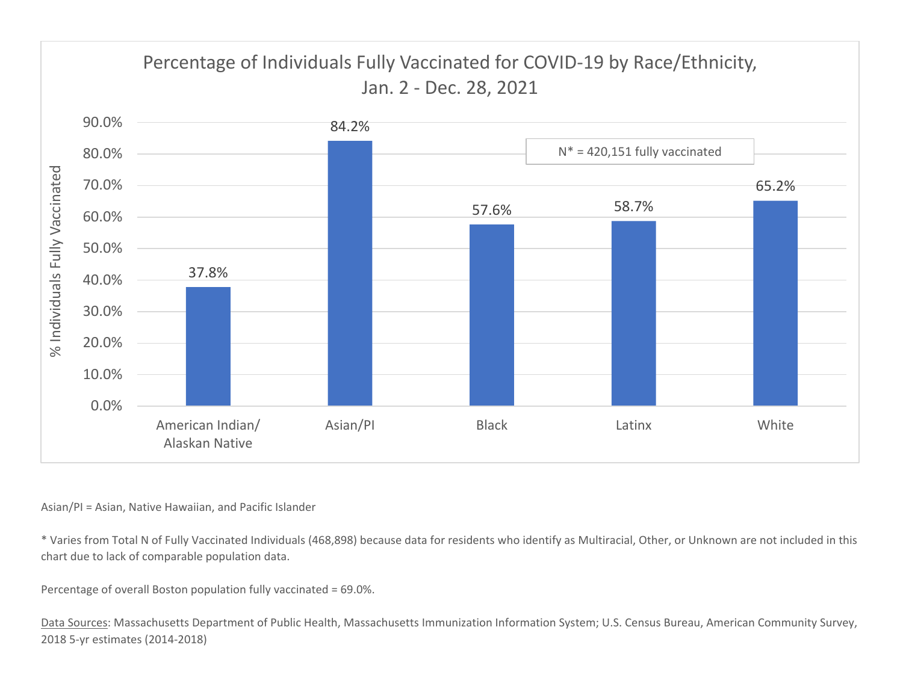## Percentage of Individuals Fully Vaccinated for COVID-19 by Race/Ethnicity, Jan. 2 - Dec. 28, 2021

N* = 420,151 fully vaccinated

| Race/Ethnicity | % Individuals Fully Vaccinated |
| --- | --- |
| American Indian/ Alaskan Native | 37.8% |
| Asian/PI | 84.2% |
| Black | 57.6% |
| Latinx | 58.7% |
| White | 65.2% |

Asian/PI = Asian, Native Hawaiian, and Pacific Islander

* Varies from Total N of Fully Vaccinated Individuals (468,898) because data for residents who identify as Multiracial, Other, or Unknown are not included in this chart due to lack of comparable population data.

Percentage of overall Boston population fully vaccinated = 69.0%.

Data Sources: Massachusetts Department of Public Health, Massachusetts Immunization Information System; U.S. Census Bureau, American Community Survey, 2018 5-yr estimates (2014-2018)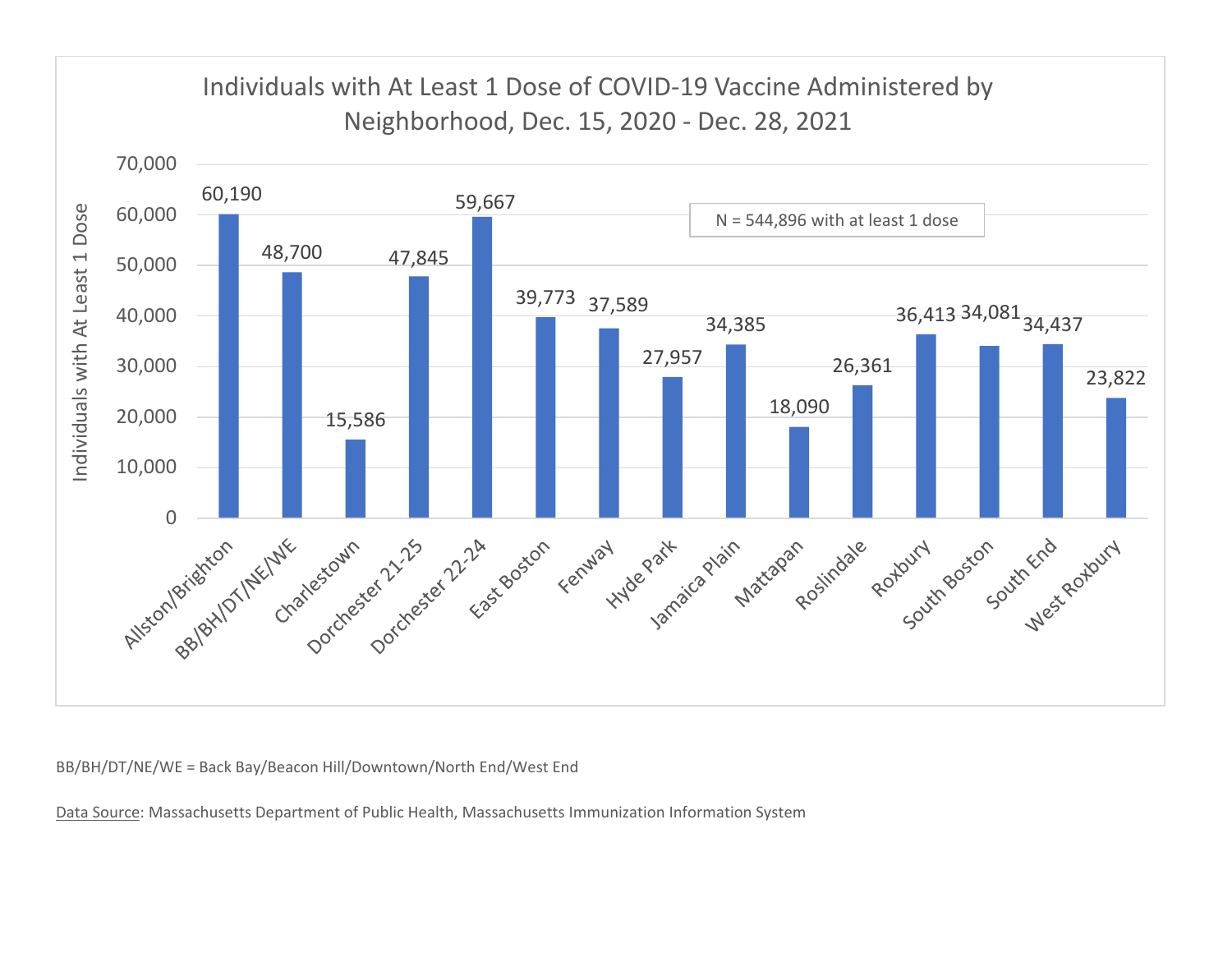## Individuals with At Least 1 Dose of COVID-19 Vaccine Administered by Neighborhood, Dec. 15, 2020 - Dec. 28, 2021

N = 544,896 with at least 1 dose

| Neighborhood | Individuals with At Least 1 Dose |
|---|---|
| Allston/Brighton | 60,190 |
| BB/BH/DT/NE/WE | 48,700 |
| Charlestown | 15,586 |
| Dorchester 21-25 | 47,845 |
| Dorchester 22-24 | 59,667 |
| East Boston | 39,773 |
| Fenway | 37,589 |
| Hyde Park | 27,957 |
| Jamaica Plain | 34,385 |
| Mattapan | 18,090 |
| Roslindale | 26,361 |
| Roxbury | 36,413 |
| South Boston | 34,081 |
| South End | 34,437 |
| West Roxbury | 23,822 |

BB/BH/DT/NE/WE = Back Bay/Beacon Hill/Downtown/North End/West End

Data Source: Massachusetts Department of Public Health, Massachusetts Immunization Information System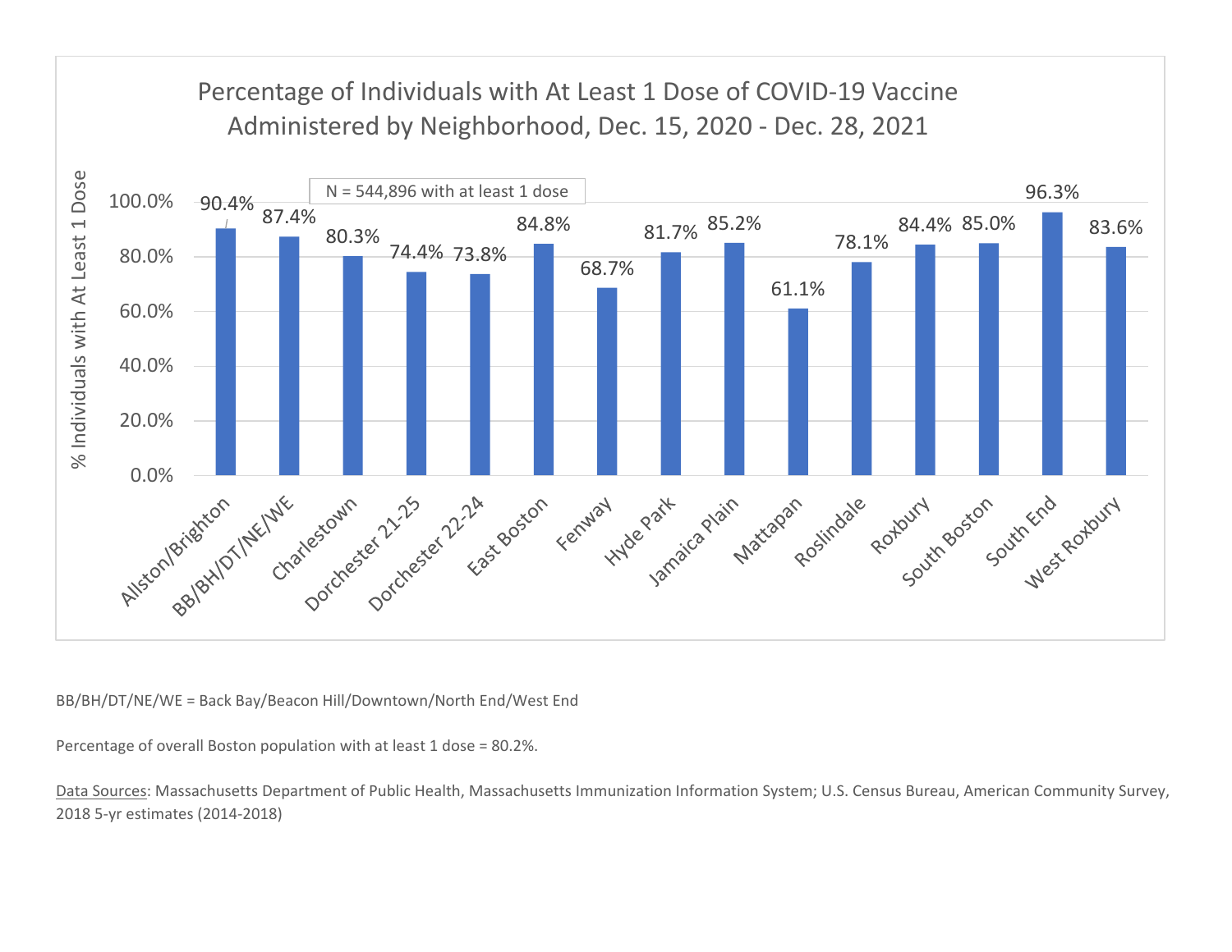## Percentage of Individuals with At Least 1 Dose of COVID-19 Vaccine Administered by Neighborhood, Dec. 15, 2020 - Dec. 28, 2021

N = 544,896 with at least 1 dose

| Neighborhood | % Individuals with At Least 1 Dose |
|---|---|
| Allston/Brighton | 90.4% |
| BB/BH/DT/NE/WE | 87.4% |
| Charlestown | 80.3% |
| Dorchester 21-25 | 74.4% |
| Dorchester 22-24 | 73.8% |
| East Boston | 84.8% |
| Fenway | 68.7% |
| Hyde Park | 81.7% |
| Jamaica Plain | 85.2% |
| Mattapan | 61.1% |
| Roslindale | 78.1% |
| Roxbury | 84.4% |
| South Boston | 85.0% |
| South End | 96.3% |
| West Roxbury | 83.6% |

BB/BH/DT/NE/WE = Back Bay/Beacon Hill/Downtown/North End/West End

Percentage of overall Boston population with at least 1 dose = 80.2%.

Data Sources: Massachusetts Department of Public Health, Massachusetts Immunization Information System; U.S. Census Bureau, American Community Survey, 2018 5-yr estimates (2014-2018)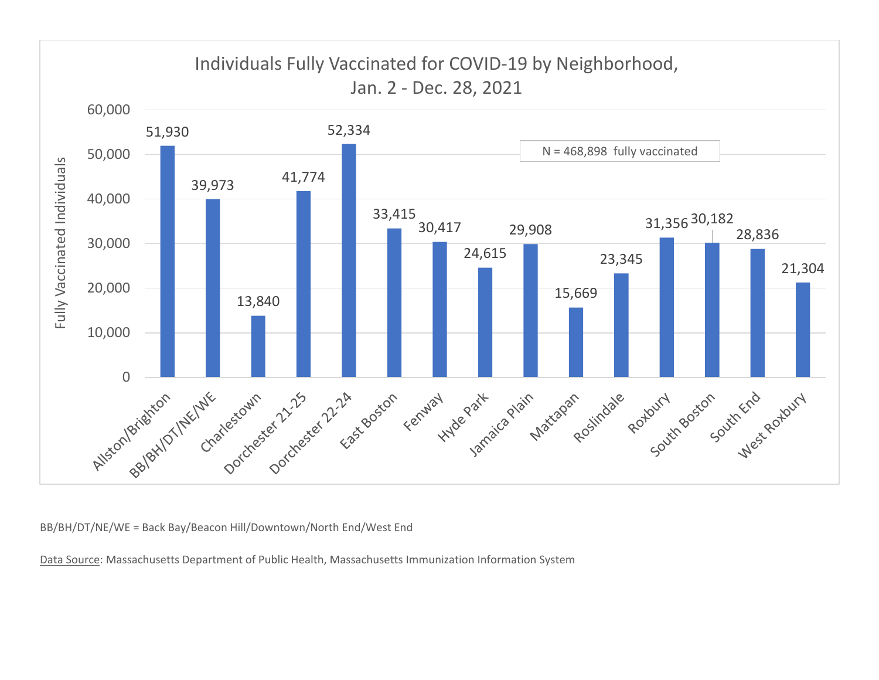## Individuals Fully Vaccinated for COVID-19 by Neighborhood, Jan. 2 - Dec. 28, 2021

N = 468,898 fully vaccinated

| Neighborhood | Fully Vaccinated Individuals |
| --- | --- |
| Allston/Brighton | 51,930 |
| BB/BH/DT/NE/WE | 39,973 |
| Charlestown | 13,840 |
| Dorchester 21-25 | 41,774 |
| Dorchester 22-24 | 52,334 |
| East Boston | 33,415 |
| Fenway | 30,417 |
| Hyde Park | 24,615 |
| Jamaica Plain | 29,908 |
| Mattapan | 15,669 |
| Roslindale | 23,345 |
| Roxbury | 31,356 |
| South Boston | 30,182 |
| South End | 28,836 |
| West Roxbury | 21,304 |

BB/BH/DT/NE/WE = Back Bay/Beacon Hill/Downtown/North End/West End

Data Source: Massachusetts Department of Public Health, Massachusetts Immunization Information System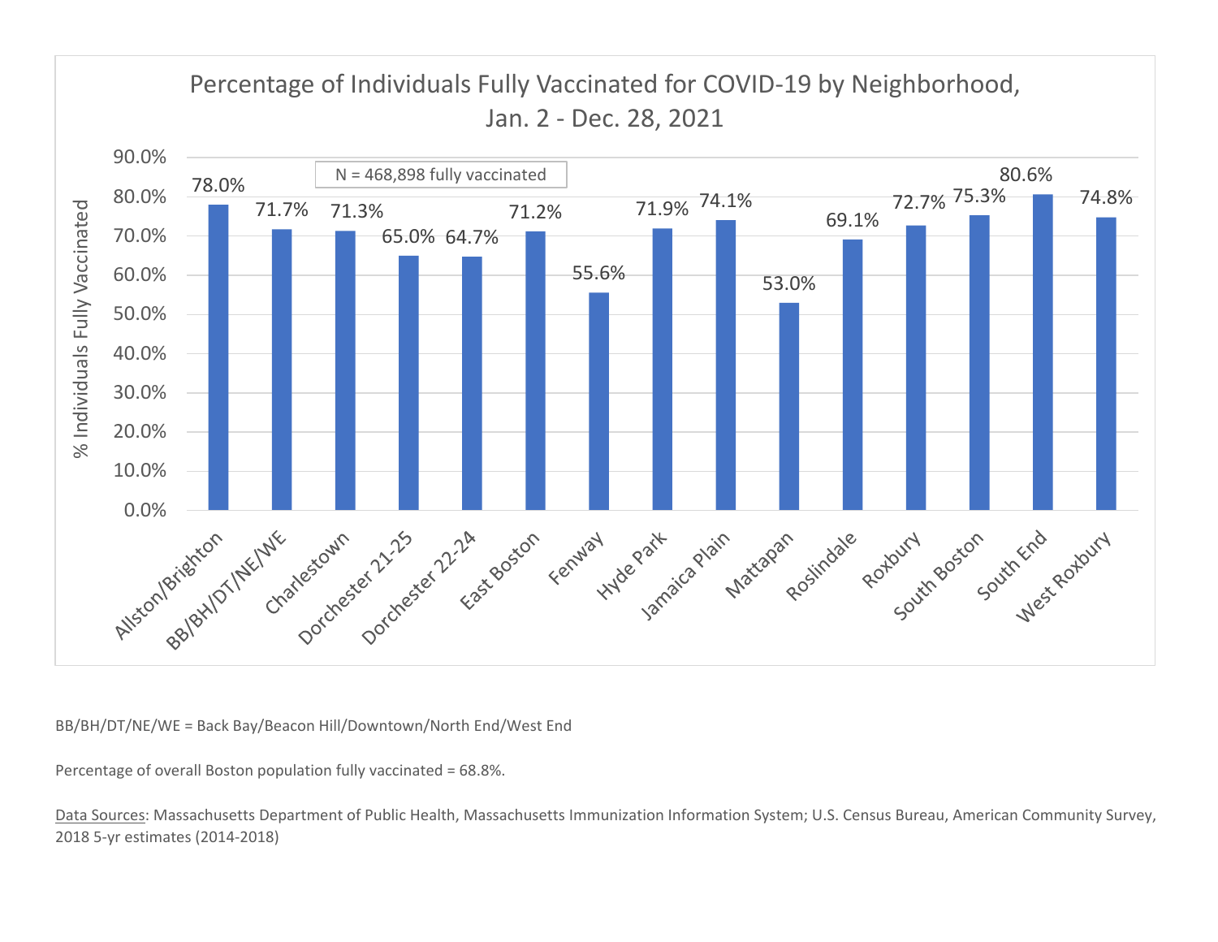## Percentage of Individuals Fully Vaccinated for COVID-19 by Neighborhood, Jan. 2 - Dec. 28, 2021

N = 468,898 fully vaccinated

| Neighborhood | % Individuals Fully Vaccinated |
| --- | --- |
| Allston/Brighton | 78.0% |
| BB/BH/DT/NE/WE | 71.7% |
| Charlestown | 71.3% |
| Dorchester 21-25 | 65.0% |
| Dorchester 22-24 | 64.7% |
| East Boston | 71.2% |
| Fenway | 55.6% |
| Hyde Park | 71.9% |
| Jamaica Plain | 74.1% |
| Mattapan | 53.0% |
| Roslindale | 69.1% |
| Roxbury | 72.7% |
| South Boston | 75.3% |
| South End | 80.6% |
| West Roxbury | 74.8% |

BB/BH/DT/NE/WE = Back Bay/Beacon Hill/Downtown/North End/West End

Percentage of overall Boston population fully vaccinated = 68.8%.

Data Sources: Massachusetts Department of Public Health, Massachusetts Immunization Information System; U.S. Census Bureau, American Community Survey, 2018 5-yr estimates (2014-2018)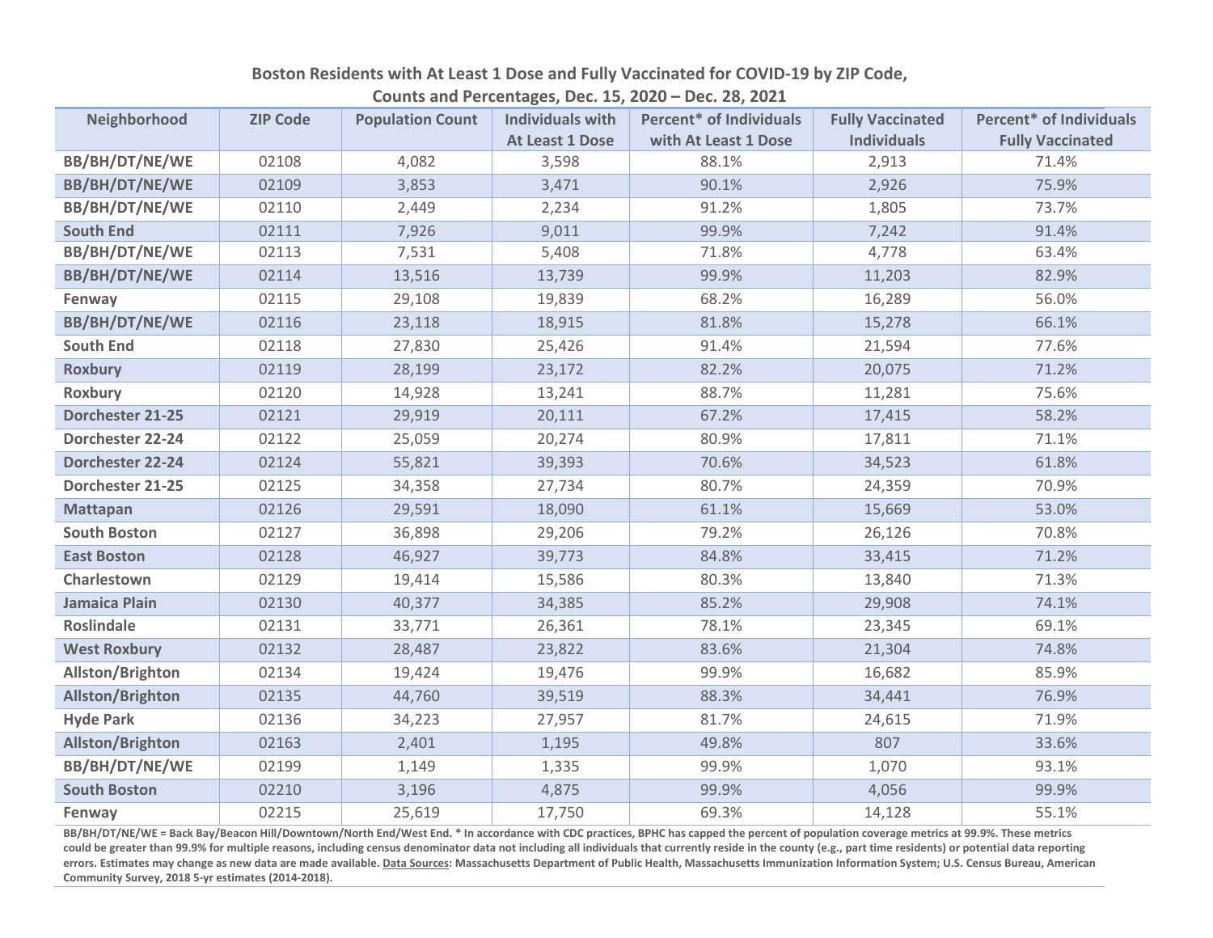**Boston Residents with At Least 1 Dose and Fully Vaccinated for COVID-19 by ZIP Code, Counts and Percentages, Dec. 15, 2020 – Dec. 28, 2021**

| Neighborhood | ZIP Code | Population Count | Individuals with At Least 1 Dose | Percent* of Individuals with At Least 1 Dose | Fully Vaccinated Individuals | Percent* of Individuals Fully Vaccinated |
|---|---|---|---|---|---|---|
| BB/BH/DT/NE/WE | 02108 | 4,082 | 3,598 | 88.1% | 2,913 | 71.4% |
| BB/BH/DT/NE/WE | 02109 | 3,853 | 3,471 | 90.1% | 2,926 | 75.9% |
| BB/BH/DT/NE/WE | 02110 | 2,449 | 2,234 | 91.2% | 1,805 | 73.7% |
| South End | 02111 | 7,926 | 9,011 | 99.9% | 7,242 | 91.4% |
| BB/BH/DT/NE/WE | 02113 | 7,531 | 5,408 | 71.8% | 4,778 | 63.4% |
| BB/BH/DT/NE/WE | 02114 | 13,516 | 13,739 | 99.9% | 11,203 | 82.9% |
| Fenway | 02115 | 29,108 | 19,839 | 68.2% | 16,289 | 56.0% |
| BB/BH/DT/NE/WE | 02116 | 23,118 | 18,915 | 81.8% | 15,278 | 66.1% |
| South End | 02118 | 27,830 | 25,426 | 91.4% | 21,594 | 77.6% |
| Roxbury | 02119 | 28,199 | 23,172 | 82.2% | 20,075 | 71.2% |
| Roxbury | 02120 | 14,928 | 13,241 | 88.7% | 11,281 | 75.6% |
| Dorchester 21-25 | 02121 | 29,919 | 20,111 | 67.2% | 17,415 | 58.2% |
| Dorchester 22-24 | 02122 | 25,059 | 20,274 | 80.9% | 17,811 | 71.1% |
| Dorchester 22-24 | 02124 | 55,821 | 39,393 | 70.6% | 34,523 | 61.8% |
| Dorchester 21-25 | 02125 | 34,358 | 27,734 | 80.7% | 24,359 | 70.9% |
| Mattapan | 02126 | 29,591 | 18,090 | 61.1% | 15,669 | 53.0% |
| South Boston | 02127 | 36,898 | 29,206 | 79.2% | 26,126 | 70.8% |
| East Boston | 02128 | 46,927 | 39,773 | 84.8% | 33,415 | 71.2% |
| Charlestown | 02129 | 19,414 | 15,586 | 80.3% | 13,840 | 71.3% |
| Jamaica Plain | 02130 | 40,377 | 34,385 | 85.2% | 29,908 | 74.1% |
| Roslindale | 02131 | 33,771 | 26,361 | 78.1% | 23,345 | 69.1% |
| West Roxbury | 02132 | 28,487 | 23,822 | 83.6% | 21,304 | 74.8% |
| Allston/Brighton | 02134 | 19,424 | 19,476 | 99.9% | 16,682 | 85.9% |
| Allston/Brighton | 02135 | 44,760 | 39,519 | 88.3% | 34,441 | 76.9% |
| Hyde Park | 02136 | 34,223 | 27,957 | 81.7% | 24,615 | 71.9% |
| Allston/Brighton | 02163 | 2,401 | 1,195 | 49.8% | 807 | 33.6% |
| BB/BH/DT/NE/WE | 02199 | 1,149 | 1,335 | 99.9% | 1,070 | 93.1% |
| South Boston | 02210 | 3,196 | 4,875 | 99.9% | 4,056 | 99.9% |
| Fenway | 02215 | 25,619 | 17,750 | 69.3% | 14,128 | 55.1% |

BB/BH/DT/NE/WE = Back Bay/Beacon Hill/Downtown/North End/West End. * In accordance with CDC practices, BPHC has capped the percent of population coverage metrics at 99.9%. These metrics could be greater than 99.9% for multiple reasons, including census denominator data not including all individuals that currently reside in the county (e.g., part time residents) or potential data reporting errors. Estimates may change as new data are made available. Data Sources: Massachusetts Department of Public Health, Massachusetts Immunization Information System; U.S. Census Bureau, American Community Survey, 2018 5-yr estimates (2014-2018).